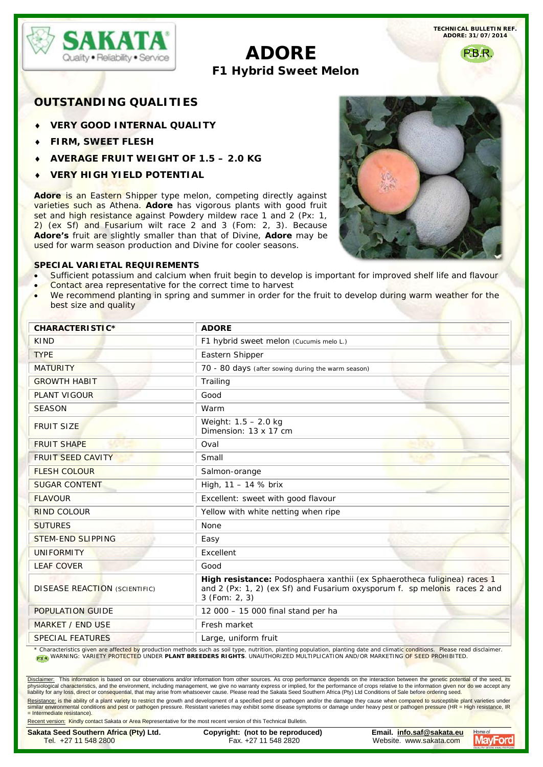TECHNICAL BULLETIN REF. ADORE: 31/07/2014

# ADORE

## F1 Hybrid Sweet Melon

P.B.R.

## OUTSTANDING QUALITIES

- **VERY GOOD INTERNAL QUALITY**
- **FIRM, SWEET FLESH**
- **AVERAGE FRUIT WEIGHT OF 1.5 – 2.0 KG**
- **VERY HIGH YIELD POTENTIAL**

**Adore** is an Eastern Shipper type melon, competing directly against varieties such as Athena. **Adore** has vigorous plants with good fruit set and high resistance against Powdery mildew race 1 and 2 (Px: 1, 2) (ex Sf) and Fusarium wilt race 2 and 3 (Fom: 2, 3). Because **Adore's** fruit are slightly smaller than that of Divine, **Adore** may be used for warm season production and Divine for cooler seasons.

### SPECIAL VARIETAL REQUIREMENTS

- Sufficient potassium and calcium when fruit begin to develop is important for improved shelf life and flavour
- Contact area representative for the correct time to harvest
- We recommend planting in spring and summer in order for the fruit to develop during warm weather for the best size and quality

| CHARACTERISTIC* | ADORE |
|---|---|
| KIND | F1 hybrid sweet melon (Cucumis melo L.) |
| TYPE | Eastern Shipper |
| MATURITY | 70 - 80 days (after sowing during the warm season) |
| GROWTH HABIT | Trailing |
| PLANT VIGOUR | Good |
| SEASON | Warm |
| FRUIT SIZE | Weight: 1.5 – 2.0 kg<br>Dimension: 13 x 17 cm |
| FRUIT SHAPE | Oval |
| FRUIT SEED CAVITY | Small |
| FLESH COLOUR | Salmon-orange |
| SUGAR CONTENT | High, 11 – 14 % brix |
| FLAVOUR | Excellent: sweet with good flavour |
| RIND COLOUR | Yellow with white netting when ripe |
| SUTURES | None |
| STEM-END SLIPPING | Easy |
| UNIFORMITY | Excellent |
| LEAF COVER | Good |
| DISEASE REACTION (SCIENTIFIC) | **High resistance:** Podosphaera xanthii (ex Sphaerotheca fuliginea) races 1 and 2 (Px: 1, 2) (ex Sf) and Fusarium oxysporum f. sp melonis races 2 and 3 (Fom: 2, 3) |
| POPULATION GUIDE | 12 000 – 15 000 final stand per ha |
| MARKET / END USE | Fresh market |
| SPECIAL FEATURES | Large, uniform fruit |

\* Characteristics given are affected by production methods such as soil type, nutrition, planting population, planting date and climatic conditions. Please read disclaimer.

P.B.R. WARNING: VARIETY PROTECTED UNDER **PLANT BREEDERS RIGHTS**. UNAUTHORIZED MULTIPLICATION AND/OR MARKETING OF SEED PROHIBITED.

Disclaimer: This information is based on our observations and/or information from other sources. As crop performance depends on the interaction between the genetic potential of the seed, its physiological characteristics, and the environment, including management, we give no warranty express or implied, for the performance of crops relative to the information given nor do we accept any liability for any loss, direct or consequential, that may arise from whatsoever cause. Please read the Sakata Seed Southern Africa (Pty) Ltd Conditions of Sale before ordering seed.

Resistance: is the ability of a plant variety to restrict the growth and development of a specified pest or pathogen and/or the damage they cause when compared to susceptible plant varieties under similar environmental conditions and pest or pathogen pressure. Resistant varieties may exhibit some disease symptoms or damage under heavy pest or pathogen pressure (HR = High resistance, IR = Intermediate resistance).

Recent version: Kindly contact Sakata or Area Representative for the most recent version of this Technical Bulletin.

**Sakata Seed Southern Africa (Pty) Ltd.** Tel. +27 11 548 2800
**Copyright: (not to be reproduced)** Fax. +27 11 548 2820
**Email. info.saf@sakata.eu** Website. www.sakata.com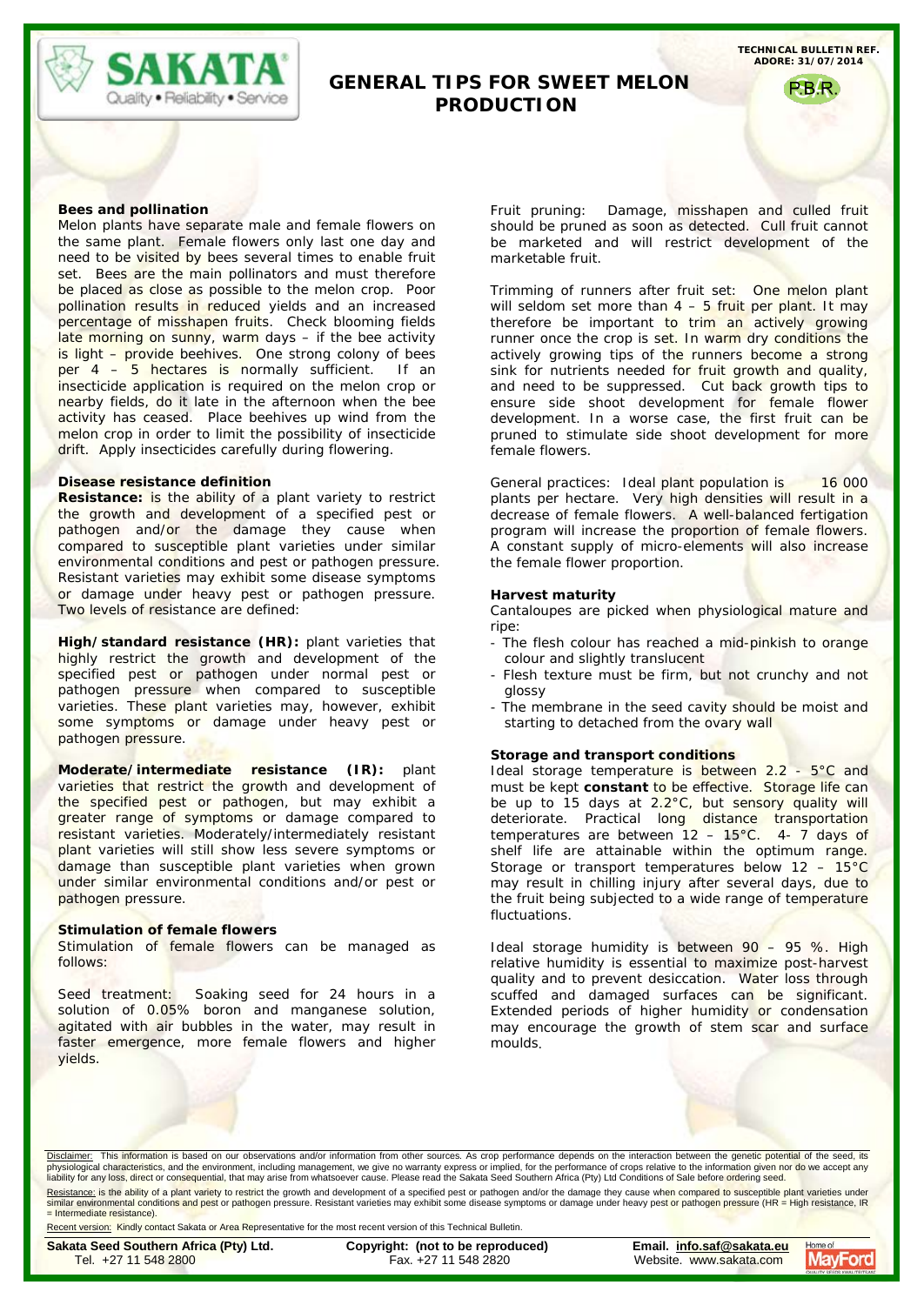# GENERAL TIPS FOR SWEET MELON PRODUCTION

TECHNICAL BULLETIN REF. ADORE: 31/07/2014

P.B.R.

### Bees and pollination

Melon plants have separate male and female flowers on the same plant. Female flowers only last one day and need to be visited by bees several times to enable fruit set. Bees are the main pollinators and must therefore be placed as close as possible to the melon crop. Poor pollination results in reduced yields and an increased percentage of misshapen fruits. Check blooming fields late morning on sunny, warm days – if the bee activity is light – provide beehives. One strong colony of bees per 4 – 5 hectares is normally sufficient. If an insecticide application is required on the melon crop or nearby fields, do it late in the afternoon when the bee activity has ceased. Place beehives up wind from the melon crop in order to limit the possibility of insecticide drift. Apply insecticides carefully during flowering.

### Disease resistance definition

**Resistance:** is the ability of a plant variety to restrict the growth and development of a specified pest or pathogen and/or the damage they cause when compared to susceptible plant varieties under similar environmental conditions and pest or pathogen pressure. Resistant varieties may exhibit some disease symptoms or damage under heavy pest or pathogen pressure. Two levels of resistance are defined:

**High/standard resistance (HR):** plant varieties that highly restrict the growth and development of the specified pest or pathogen under normal pest or pathogen pressure when compared to susceptible varieties. These plant varieties may, however, exhibit some symptoms or damage under heavy pest or pathogen pressure.

**Moderate/intermediate resistance (IR):** plant varieties that restrict the growth and development of the specified pest or pathogen, but may exhibit a greater range of symptoms or damage compared to resistant varieties. Moderately/intermediately resistant plant varieties will still show less severe symptoms or damage than susceptible plant varieties when grown under similar environmental conditions and/or pest or pathogen pressure.

### Stimulation of female flowers

Stimulation of female flowers can be managed as follows:

Seed treatment: Soaking seed for 24 hours in a solution of 0.05% boron and manganese solution, agitated with air bubbles in the water, may result in faster emergence, more female flowers and higher yields.

Fruit pruning: Damage, misshapen and culled fruit should be pruned as soon as detected. Cull fruit cannot be marketed and will restrict development of the marketable fruit.

Trimming of runners after fruit set: One melon plant will seldom set more than 4 – 5 fruit per plant. It may therefore be important to trim an actively growing runner once the crop is set. In warm dry conditions the actively growing tips of the runners become a strong sink for nutrients needed for fruit growth and quality, and need to be suppressed. Cut back growth tips to ensure side shoot development for female flower development. In a worse case, the first fruit can be pruned to stimulate side shoot development for more female flowers.

General practices: Ideal plant population is 16 000 plants per hectare. Very high densities will result in a decrease of female flowers. A well-balanced fertigation program will increase the proportion of female flowers. A constant supply of micro-elements will also increase the female flower proportion.

### Harvest maturity

Cantaloupes are picked when physiological mature and ripe:

- The flesh colour has reached a mid-pinkish to orange colour and slightly translucent
- Flesh texture must be firm, but not crunchy and not glossy
- The membrane in the seed cavity should be moist and starting to detached from the ovary wall

### Storage and transport conditions

Ideal storage temperature is between 2.2 - 5°C and must be kept **constant** to be effective. Storage life can be up to 15 days at 2.2°C, but sensory quality will deteriorate. Practical long distance transportation temperatures are between 12 – 15°C. 4- 7 days of shelf life are attainable within the optimum range. Storage or transport temperatures below 12 – 15°C may result in chilling injury after several days, due to the fruit being subjected to a wide range of temperature fluctuations.

Ideal storage humidity is between 90 – 95 %. High relative humidity is essential to maximize post-harvest quality and to prevent desiccation. Water loss through scuffed and damaged surfaces can be significant. Extended periods of higher humidity or condensation may encourage the growth of stem scar and surface moulds.

Disclaimer: This information is based on our observations and/or information from other sources. As crop performance depends on the interaction between the genetic potential of the seed, its physiological characteristics, and the environment, including management, we give no warranty express or implied, for the performance of crops relative to the information given nor do we accept any liability for any loss, direct or consequential, that may arise from whatsoever cause. Please read the Sakata Seed Southern Africa (Pty) Ltd Conditions of Sale before ordering seed.

Resistance: is the ability of a plant variety to restrict the growth and development of a specified pest or pathogen and/or the damage they cause when compared to susceptible plant varieties under similar environmental conditions and pest or pathogen pressure. Resistant varieties may exhibit some disease symptoms or damage under heavy pest or pathogen pressure (HR = High resistance, IR = Intermediate resistance).

Recent version: Kindly contact Sakata or Area Representative for the most recent version of this Technical Bulletin.

**Sakata Seed Southern Africa (Pty) Ltd.** Tel. +27 11 548 2800 | **Copyright: (not to be reproduced)** Fax. +27 11 548 2820 | **Email. info.saf@sakata.eu** Website. www.sakata.com